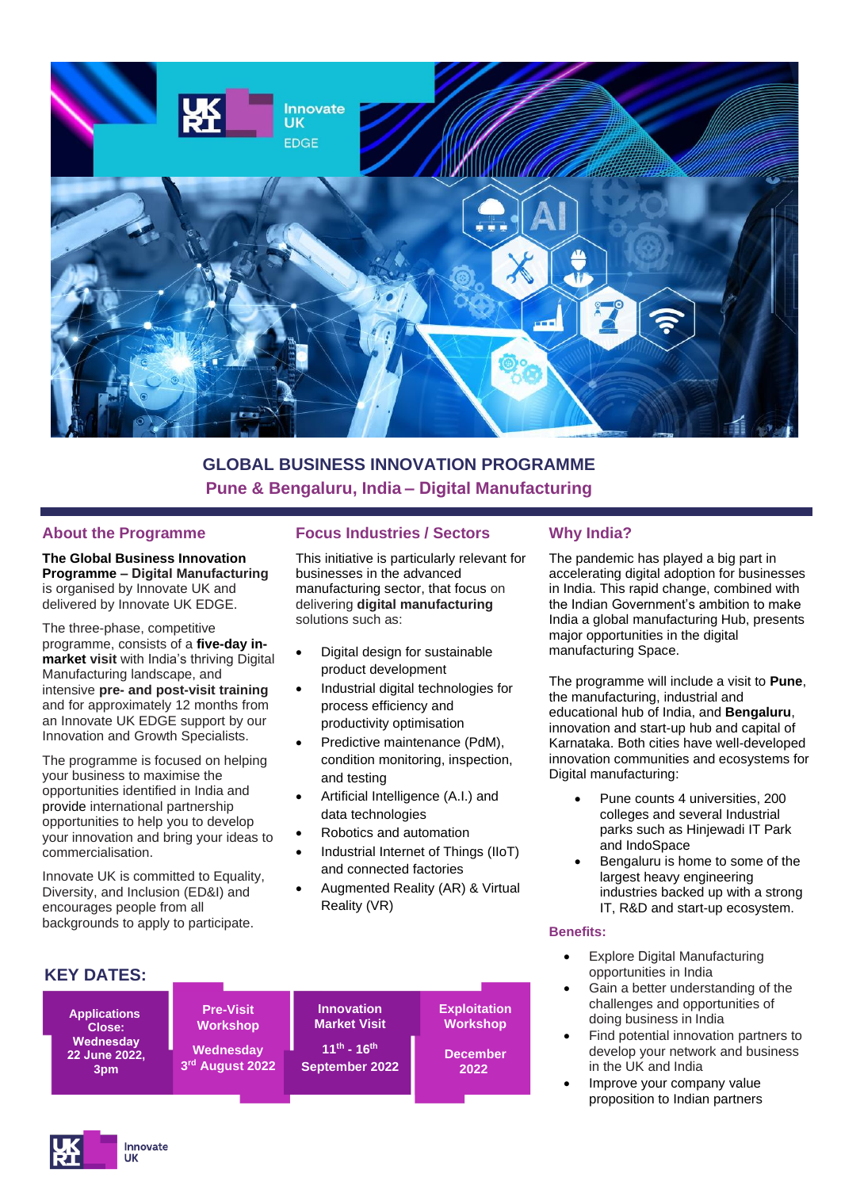# GLOBAL BUSINESS INNOVATION PROGRAMME

## Pune & Bengaluru, India – Digital Manufacturing

### About the Programme

**The Global Business Innovation Programme – Digital Manufacturing** is organised by Innovate UK and delivered by Innovate UK EDGE.

The three-phase, competitive programme, consists of a **five-day in-market visit** with India's thriving Digital Manufacturing landscape, and intensive **pre- and post-visit training** and for approximately 12 months from an Innovate UK EDGE support by our Innovation and Growth Specialists.

The programme is focused on helping your business to maximise the opportunities identified in India and provide international partnership opportunities to help you to develop your innovation and bring your ideas to commercialisation.

Innovate UK is committed to Equality, Diversity, and Inclusion (ED&I) and encourages people from all backgrounds to apply to participate.

### Focus Industries / Sectors

This initiative is particularly relevant for businesses in the advanced manufacturing sector, that focus on delivering **digital manufacturing** solutions such as:

- Digital design for sustainable product development
- Industrial digital technologies for process efficiency and productivity optimisation
- Predictive maintenance (PdM), condition monitoring, inspection, and testing
- Artificial Intelligence (A.I.) and data technologies
- Robotics and automation
- Industrial Internet of Things (IIoT) and connected factories
- Augmented Reality (AR) & Virtual Reality (VR)

### Why India?

The pandemic has played a big part in accelerating digital adoption for businesses in India. This rapid change, combined with the Indian Government's ambition to make India a global manufacturing Hub, presents major opportunities in the digital manufacturing Space.

The programme will include a visit to **Pune**, the manufacturing, industrial and educational hub of India, and **Bengaluru**, innovation and start-up hub and capital of Karnataka. Both cities have well-developed innovation communities and ecosystems for Digital manufacturing:

- Pune counts 4 universities, 200 colleges and several Industrial parks such as Hinjewadi IT Park and IndoSpace
- Bengaluru is home to some of the largest heavy engineering industries backed up with a strong IT, R&D and start-up ecosystem.

#### Benefits:

- Explore Digital Manufacturing opportunities in India
- Gain a better understanding of the challenges and opportunities of doing business in India
- Find potential innovation partners to develop your network and business in the UK and India
- Improve your company value proposition to Indian partners

### KEY DATES:

| Applications Close: | Pre-Visit Workshop | Innovation Market Visit | Exploitation Workshop |
|---|---|---|---|
| Wednesday 22 June 2022, 3pm | Wednesday 3rd August 2022 | 11th - 16th September 2022 | December 2022 |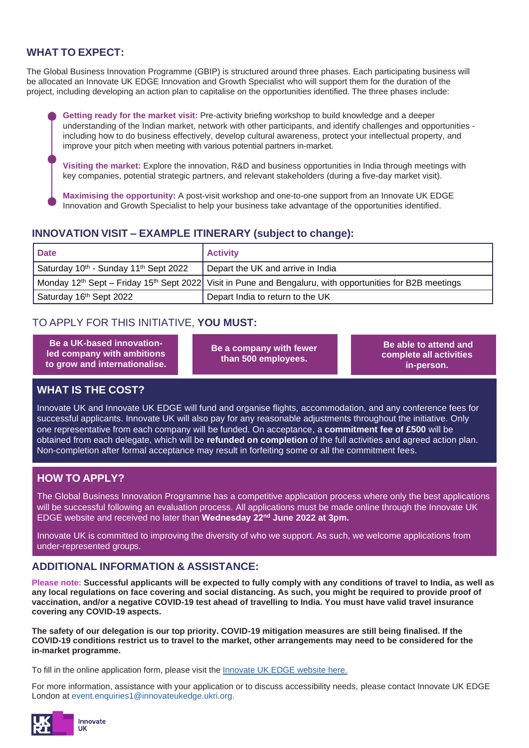## WHAT TO EXPECT:

The Global Business Innovation Programme (GBIP) is structured around three phases. Each participating business will be allocated an Innovate UK EDGE Innovation and Growth Specialist who will support them for the duration of the project, including developing an action plan to capitalise on the opportunities identified. The three phases include:

- **Getting ready for the market visit:** Pre-activity briefing workshop to build knowledge and a deeper understanding of the Indian market, network with other participants, and identify challenges and opportunities - including how to do business effectively, develop cultural awareness, protect your intellectual property, and improve your pitch when meeting with various potential partners in-market.
- **Visiting the market:** Explore the innovation, R&D and business opportunities in India through meetings with key companies, potential strategic partners, and relevant stakeholders (during a five-day market visit).
- **Maximising the opportunity:** A post-visit workshop and one-to-one support from an Innovate UK EDGE Innovation and Growth Specialist to help your business take advantage of the opportunities identified.

## INNOVATION VISIT – EXAMPLE ITINERARY (subject to change):

| Date | Activity |
|---|---|
| Saturday 10th - Sunday 11th Sept 2022 | Depart the UK and arrive in India |
| Monday 12th Sept – Friday 15th Sept 2022 | Visit in Pune and Bengaluru, with opportunities for B2B meetings |
| Saturday 16th Sept 2022 | Depart India to return to the UK |

## TO APPLY FOR THIS INITIATIVE, YOU MUST:

- **Be a UK-based innovation-led company with ambitions to grow and internationalise.**
- **Be a company with fewer than 500 employees.**
- **Be able to attend and complete all activities in-person.**

## WHAT IS THE COST?

Innovate UK and Innovate UK EDGE will fund and organise flights, accommodation, and any conference fees for successful applicants. Innovate UK will also pay for any reasonable adjustments throughout the initiative. Only one representative from each company will be funded. On acceptance, a **commitment fee of £500** will be obtained from each delegate, which will be **refunded on completion** of the full activities and agreed action plan. Non-completion after formal acceptance may result in forfeiting some or all the commitment fees.

## HOW TO APPLY?

The Global Business Innovation Programme has a competitive application process where only the best applications will be successful following an evaluation process. All applications must be made online through the Innovate UK EDGE website and received no later than **Wednesday 22nd June 2022 at 3pm.**

Innovate UK is committed to improving the diversity of who we support. As such, we welcome applications from under-represented groups.

## ADDITIONAL INFORMATION & ASSISTANCE:

Please note: **Successful applicants will be expected to fully comply with any conditions of travel to India, as well as any local regulations on face covering and social distancing. As such, you might be required to provide proof of vaccination, and/or a negative COVID-19 test ahead of travelling to India. You must have valid travel insurance covering any COVID-19 aspects.**

**The safety of our delegation is our top priority. COVID-19 mitigation measures are still being finalised. If the COVID-19 conditions restrict us to travel to the market, other arrangements may need to be considered for the in-market programme.**

To fill in the online application form, please visit the Innovate UK EDGE website here.

For more information, assistance with your application or to discuss accessibility needs, please contact Innovate UK EDGE London at event.enquiries1@innovateukedge.ukri.org.

UKRI Innovate UK